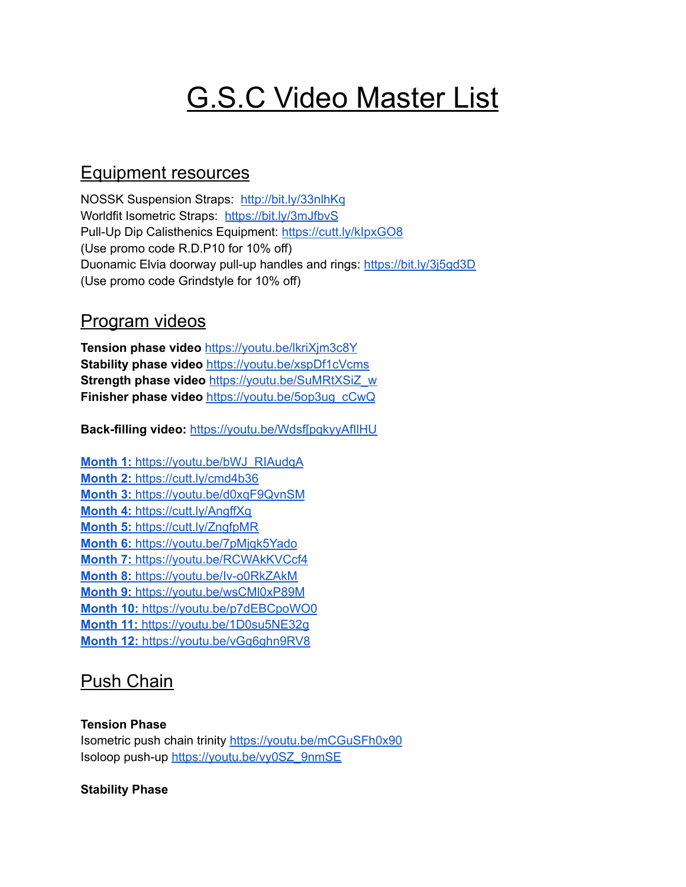# G.S.C Video Master List

## Equipment resources

NOSSK Suspension Straps: http://bit.ly/33nlhKq
Worldfit Isometric Straps: https://bit.ly/3mJfbvS
Pull-Up Dip Calisthenics Equipment: https://cutt.ly/kIpxGO8
(Use promo code R.D.P10 for 10% off)
Duonamic Elvia doorway pull-up handles and rings: https://bit.ly/3j5gd3D
(Use promo code Grindstyle for 10% off)

## Program videos

**Tension phase video** https://youtu.be/lkriXjm3c8Y
**Stability phase video** https://youtu.be/xspDf1cVcms
**Strength phase video** https://youtu.be/SuMRtXSiZ_w
**Finisher phase video** https://youtu.be/5op3ug_cCwQ

**Back-filling video:** https://youtu.be/Wdsf[pqkyyAfllHU

**Month 1:** https://youtu.be/bWJ_RIAudqA
**Month 2:** https://cutt.ly/cmd4b36
**Month 3:** https://youtu.be/d0xqF9QvnSM
**Month 4:** https://cutt.ly/AngffXq
**Month 5:** https://cutt.ly/ZngfpMR
**Month 6:** https://youtu.be/7pMjqk5Yado
**Month 7:** https://youtu.be/RCWAkKVCcf4
**Month 8:** https://youtu.be/Iv-o0RkZAkM
**Month 9:** https://youtu.be/wsCMl0xP89M
**Month 10:** https://youtu.be/p7dEBCpoWO0
**Month 11:** https://youtu.be/1D0su5NE32g
**Month 12:** https://youtu.be/vGq6ghn9RV8

## Push Chain

**Tension Phase**
Isometric push chain trinity https://youtu.be/mCGuSFh0x90
Isoloop push-up https://youtu.be/vy0SZ_9nmSE

**Stability Phase**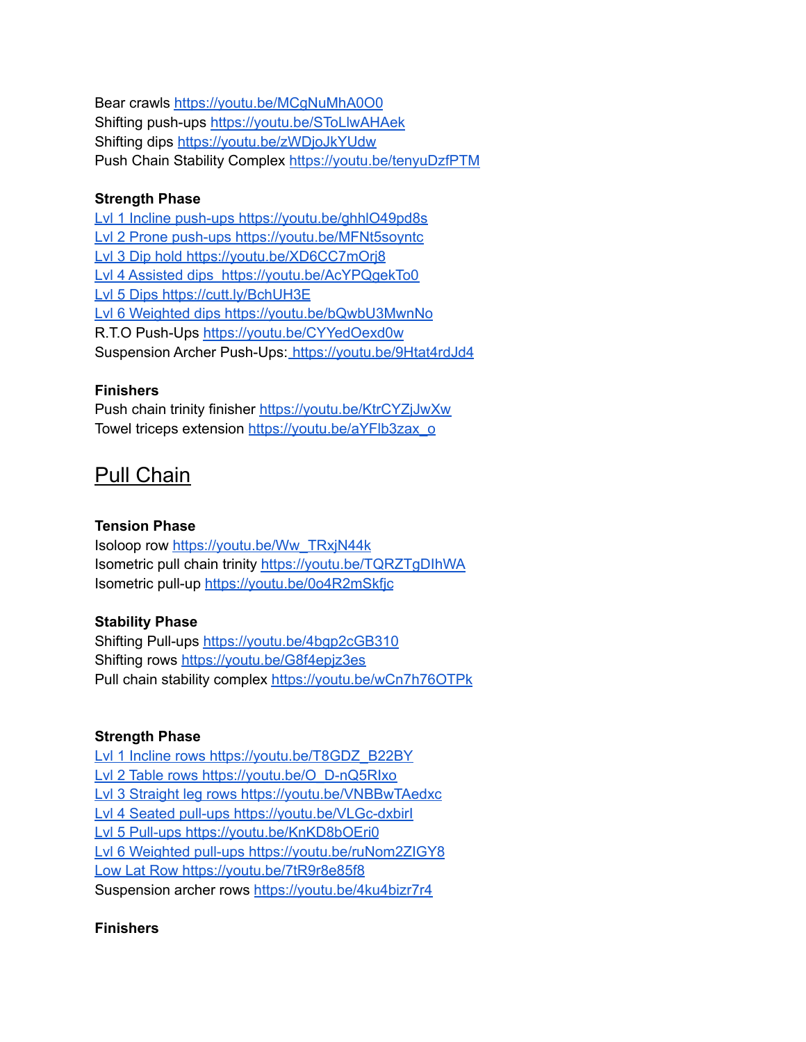Bear crawls https://youtu.be/MCgNuMhA0O0
Shifting push-ups https://youtu.be/SToLlwAHAek
Shifting dips https://youtu.be/zWDjoJkYUdw
Push Chain Stability Complex https://youtu.be/tenyuDzfPTM

**Strength Phase**
Lvl 1 Incline push-ups https://youtu.be/ghhlO49pd8s
Lvl 2 Prone push-ups https://youtu.be/MFNt5soyntc
Lvl 3 Dip hold https://youtu.be/XD6CC7mOrj8
Lvl 4 Assisted dips https://youtu.be/AcYPQgekTo0
Lvl 5 Dips https://cutt.ly/BchUH3E
Lvl 6 Weighted dips https://youtu.be/bQwbU3MwnNo
R.T.O Push-Ups https://youtu.be/CYYedOexd0w
Suspension Archer Push-Ups: https://youtu.be/9Htat4rdJd4

**Finishers**
Push chain trinity finisher https://youtu.be/KtrCYZjJwXw
Towel triceps extension https://youtu.be/aYFlb3zax_o

## Pull Chain

**Tension Phase**
Isoloop row https://youtu.be/Ww_TRxjN44k
Isometric pull chain trinity https://youtu.be/TQRZTgDIhWA
Isometric pull-up https://youtu.be/0o4R2mSkfjc

**Stability Phase**
Shifting Pull-ups https://youtu.be/4bgp2cGB310
Shifting rows https://youtu.be/G8f4epjz3es
Pull chain stability complex https://youtu.be/wCn7h76OTPk

**Strength Phase**
Lvl 1 Incline rows https://youtu.be/T8GDZ_B22BY
Lvl 2 Table rows https://youtu.be/O_D-nQ5RIxo
Lvl 3 Straight leg rows https://youtu.be/VNBBwTAedxc
Lvl 4 Seated pull-ups https://youtu.be/VLGc-dxbirl
Lvl 5 Pull-ups https://youtu.be/KnKD8bOEri0
Lvl 6 Weighted pull-ups https://youtu.be/ruNom2ZIGY8
Low Lat Row https://youtu.be/7tR9r8e85f8
Suspension archer rows https://youtu.be/4ku4bizr7r4

**Finishers**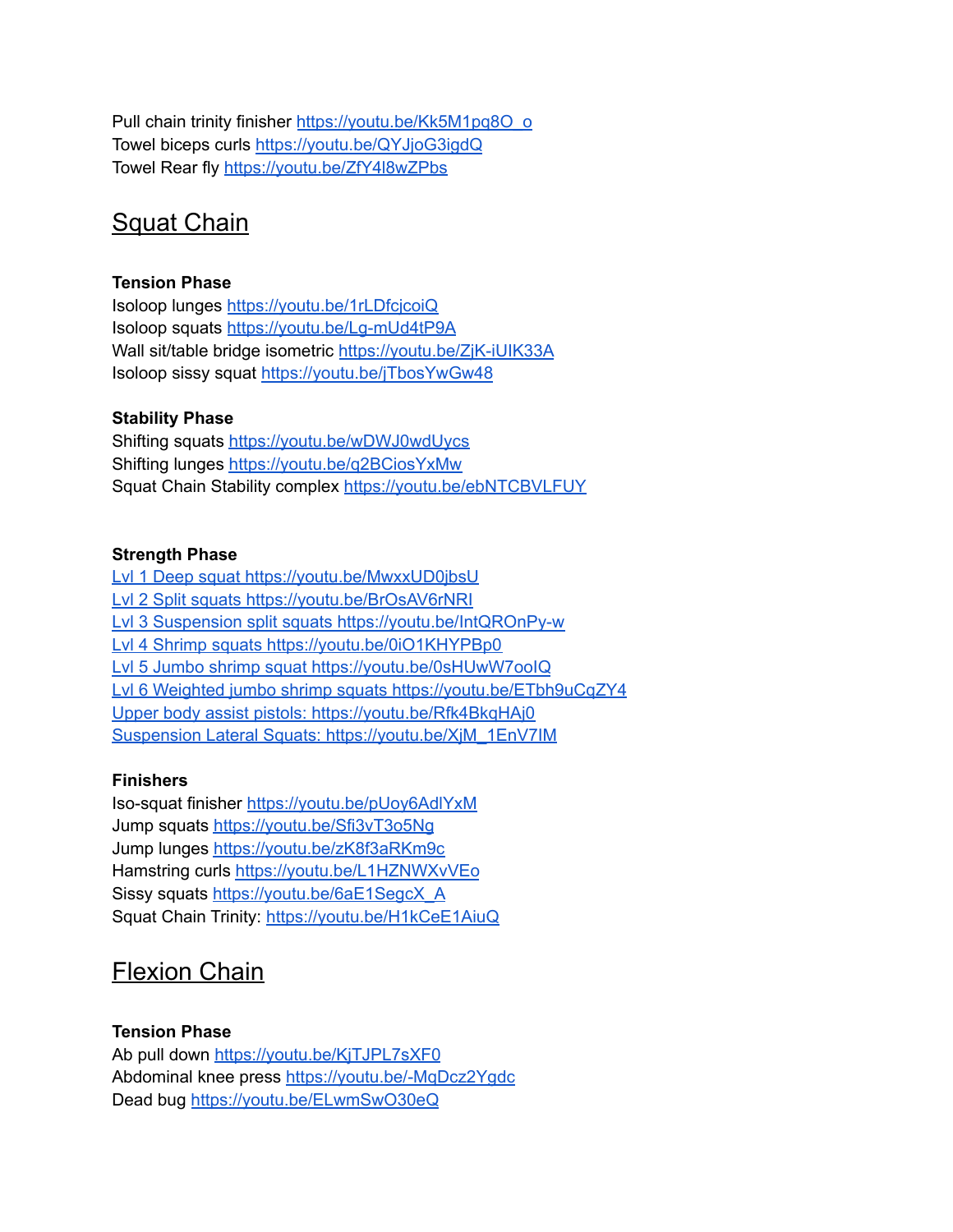Pull chain trinity finisher https://youtu.be/Kk5M1pq8O_o
Towel biceps curls https://youtu.be/QYJjoG3igdQ
Towel Rear fly https://youtu.be/ZfY4l8wZPbs

## Squat Chain

**Tension Phase**

Isoloop lunges https://youtu.be/1rLDfcjcoiQ
Isoloop squats https://youtu.be/Lg-mUd4tP9A
Wall sit/table bridge isometric https://youtu.be/ZjK-iUIK33A
Isoloop sissy squat https://youtu.be/jTbosYwGw48

**Stability Phase**

Shifting squats https://youtu.be/wDWJ0wdUycs
Shifting lunges https://youtu.be/q2BCiosYxMw
Squat Chain Stability complex https://youtu.be/ebNTCBVLFUY

**Strength Phase**

Lvl 1 Deep squat https://youtu.be/MwxxUD0jbsU
Lvl 2 Split squats https://youtu.be/BrOsAV6rNRI
Lvl 3 Suspension split squats https://youtu.be/IntQROnPy-w
Lvl 4 Shrimp squats https://youtu.be/0iO1KHYPBp0
Lvl 5 Jumbo shrimp squat https://youtu.be/0sHUwW7ooIQ
Lvl 6 Weighted jumbo shrimp squats https://youtu.be/ETbh9uCqZY4
Upper body assist pistols: https://youtu.be/Rfk4BkqHAj0
Suspension Lateral Squats: https://youtu.be/XjM_1EnV7IM

**Finishers**

Iso-squat finisher https://youtu.be/pUoy6AdlYxM
Jump squats https://youtu.be/Sfi3vT3o5Ng
Jump lunges https://youtu.be/zK8f3aRKm9c
Hamstring curls https://youtu.be/L1HZNWXvVEo
Sissy squats https://youtu.be/6aE1SegcX_A
Squat Chain Trinity: https://youtu.be/H1kCeE1AiuQ

## Flexion Chain

**Tension Phase**

Ab pull down https://youtu.be/KjTJPL7sXF0
Abdominal knee press https://youtu.be/-MqDcz2Ygdc
Dead bug https://youtu.be/ELwmSwO30eQ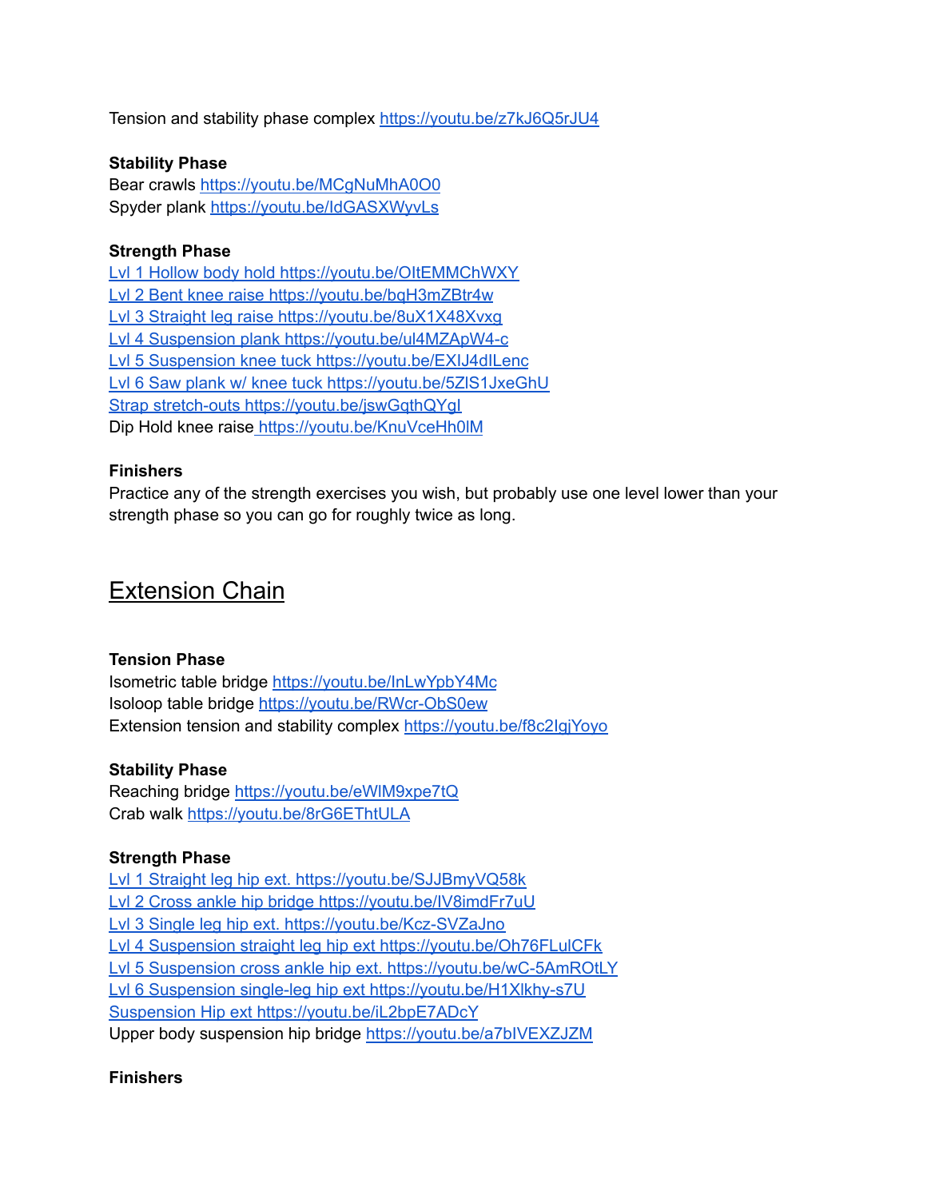Tension and stability phase complex https://youtu.be/z7kJ6Q5rJU4

**Stability Phase**
Bear crawls https://youtu.be/MCgNuMhA0O0
Spyder plank https://youtu.be/IdGASXWyvLs

**Strength Phase**
Lvl 1 Hollow body hold https://youtu.be/OItEMMChWXY
Lvl 2 Bent knee raise https://youtu.be/bqH3mZBtr4w
Lvl 3 Straight leg raise https://youtu.be/8uX1X48Xvxg
Lvl 4 Suspension plank https://youtu.be/ul4MZApW4-c
Lvl 5 Suspension knee tuck https://youtu.be/EXIJ4dILenc
Lvl 6 Saw plank w/ knee tuck https://youtu.be/5ZlS1JxeGhU
Strap stretch-outs https://youtu.be/jswGqthQYgI
Dip Hold knee raise https://youtu.be/KnuVceHh0lM

**Finishers**
Practice any of the strength exercises you wish, but probably use one level lower than your strength phase so you can go for roughly twice as long.

# Extension Chain

**Tension Phase**
Isometric table bridge https://youtu.be/InLwYpbY4Mc
Isoloop table bridge https://youtu.be/RWcr-ObS0ew
Extension tension and stability complex https://youtu.be/f8c2IqjYoyo

**Stability Phase**
Reaching bridge https://youtu.be/eWlM9xpe7tQ
Crab walk https://youtu.be/8rG6EThtULA

**Strength Phase**
Lvl 1 Straight leg hip ext. https://youtu.be/SJJBmyVQ58k
Lvl 2 Cross ankle hip bridge https://youtu.be/IV8imdFr7uU
Lvl 3 Single leg hip ext. https://youtu.be/Kcz-SVZaJno
Lvl 4 Suspension straight leg hip ext https://youtu.be/Oh76FLulCFk
Lvl 5 Suspension cross ankle hip ext. https://youtu.be/wC-5AmROtLY
Lvl 6 Suspension single-leg hip ext https://youtu.be/H1Xlkhy-s7U
Suspension Hip ext https://youtu.be/iL2bpE7ADcY
Upper body suspension hip bridge https://youtu.be/a7bIVEXZJZM

**Finishers**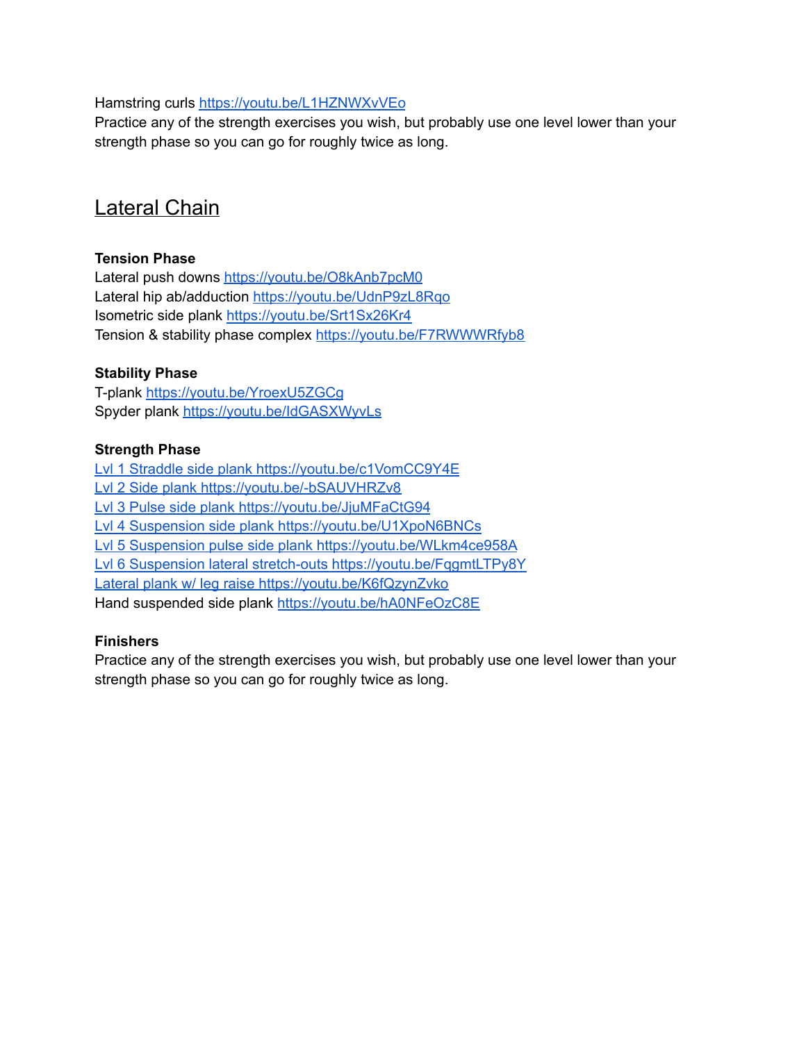Hamstring curls https://youtu.be/L1HZNWXvVEo
Practice any of the strength exercises you wish, but probably use one level lower than your strength phase so you can go for roughly twice as long.

## Lateral Chain

**Tension Phase**
Lateral push downs https://youtu.be/O8kAnb7pcM0
Lateral hip ab/adduction https://youtu.be/UdnP9zL8Rqo
Isometric side plank https://youtu.be/Srt1Sx26Kr4
Tension & stability phase complex https://youtu.be/F7RWWWRfyb8

**Stability Phase**
T-plank https://youtu.be/YroexU5ZGCg
Spyder plank https://youtu.be/IdGASXWyvLs

**Strength Phase**
Lvl 1 Straddle side plank https://youtu.be/c1VomCC9Y4E
Lvl 2 Side plank https://youtu.be/-bSAUVHRZv8
Lvl 3 Pulse side plank https://youtu.be/JjuMFaCtG94
Lvl 4 Suspension side plank https://youtu.be/U1XpoN6BNCs
Lvl 5 Suspension pulse side plank https://youtu.be/WLkm4ce958A
Lvl 6 Suspension lateral stretch-outs https://youtu.be/FqgmtLTPy8Y
Lateral plank w/ leg raise https://youtu.be/K6fQzynZvko
Hand suspended side plank https://youtu.be/hA0NFeOzC8E

**Finishers**
Practice any of the strength exercises you wish, but probably use one level lower than your strength phase so you can go for roughly twice as long.